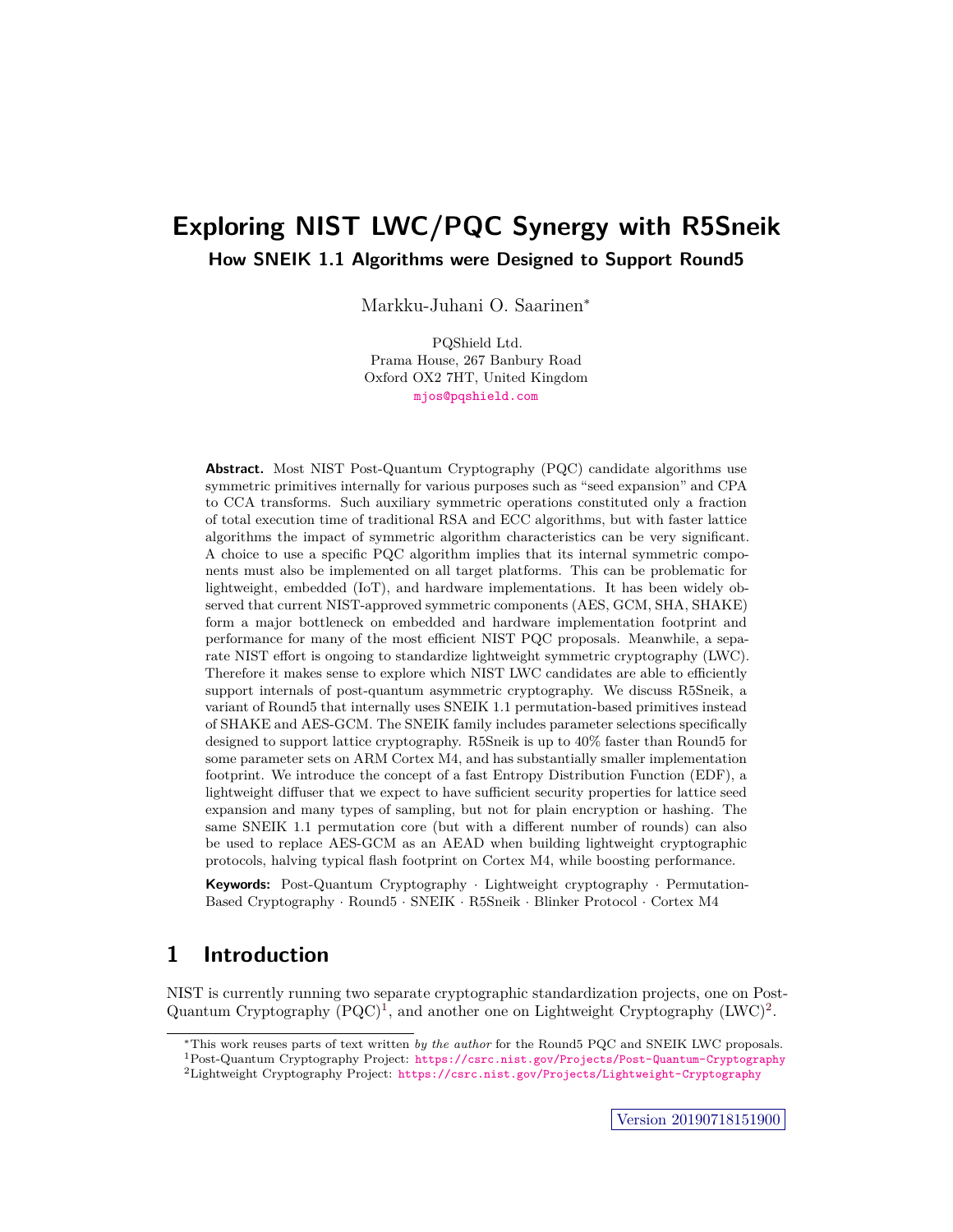# Exploring NIST LWC/PQC Synergy with R5Sneik

## How SNEIK 1.1 Algorithms were Designed to Support Round5

Markku-Juhani O. Saarinen*

PQShield Ltd.
Prama House, 267 Banbury Road
Oxford OX2 7HT, United Kingdom
mjos@pqshield.com

**Abstract.** Most NIST Post-Quantum Cryptography (PQC) candidate algorithms use symmetric primitives internally for various purposes such as "seed expansion" and CPA to CCA transforms. Such auxiliary symmetric operations constituted only a fraction of total execution time of traditional RSA and ECC algorithms, but with faster lattice algorithms the impact of symmetric algorithm characteristics can be very significant. A choice to use a specific PQC algorithm implies that its internal symmetric components must also be implemented on all target platforms. This can be problematic for lightweight, embedded (IoT), and hardware implementations. It has been widely observed that current NIST-approved symmetric components (AES, GCM, SHA, SHAKE) form a major bottleneck on embedded and hardware implementation footprint and performance for many of the most efficient NIST PQC proposals. Meanwhile, a separate NIST effort is ongoing to standardize lightweight symmetric cryptography (LWC). Therefore it makes sense to explore which NIST LWC candidates are able to efficiently support internals of post-quantum asymmetric cryptography. We discuss R5Sneik, a variant of Round5 that internally uses SNEIK 1.1 permutation-based primitives instead of SHAKE and AES-GCM. The SNEIK family includes parameter selections specifically designed to support lattice cryptography. R5Sneik is up to 40% faster than Round5 for some parameter sets on ARM Cortex M4, and has substantially smaller implementation footprint. We introduce the concept of a fast Entropy Distribution Function (EDF), a lightweight diffuser that we expect to have sufficient security properties for lattice seed expansion and many types of sampling, but not for plain encryption or hashing. The same SNEIK 1.1 permutation core (but with a different number of rounds) can also be used to replace AES-GCM as an AEAD when building lightweight cryptographic protocols, halving typical flash footprint on Cortex M4, while boosting performance.

**Keywords:** Post-Quantum Cryptography · Lightweight cryptography · Permutation-Based Cryptography · Round5 · SNEIK · R5Sneik · Blinker Protocol · Cortex M4

# 1 Introduction

NIST is currently running two separate cryptographic standardization projects, one on Post-Quantum Cryptography (PQC)[1], and another one on Lightweight Cryptography (LWC)[2].

---

*This work reuses parts of text written *by the author* for the Round5 PQC and SNEIK LWC proposals.

[1] Post-Quantum Cryptography Project: https://csrc.nist.gov/Projects/Post-Quantum-Cryptography

[2] Lightweight Cryptography Project: https://csrc.nist.gov/Projects/Lightweight-Cryptography

Version 20190718151900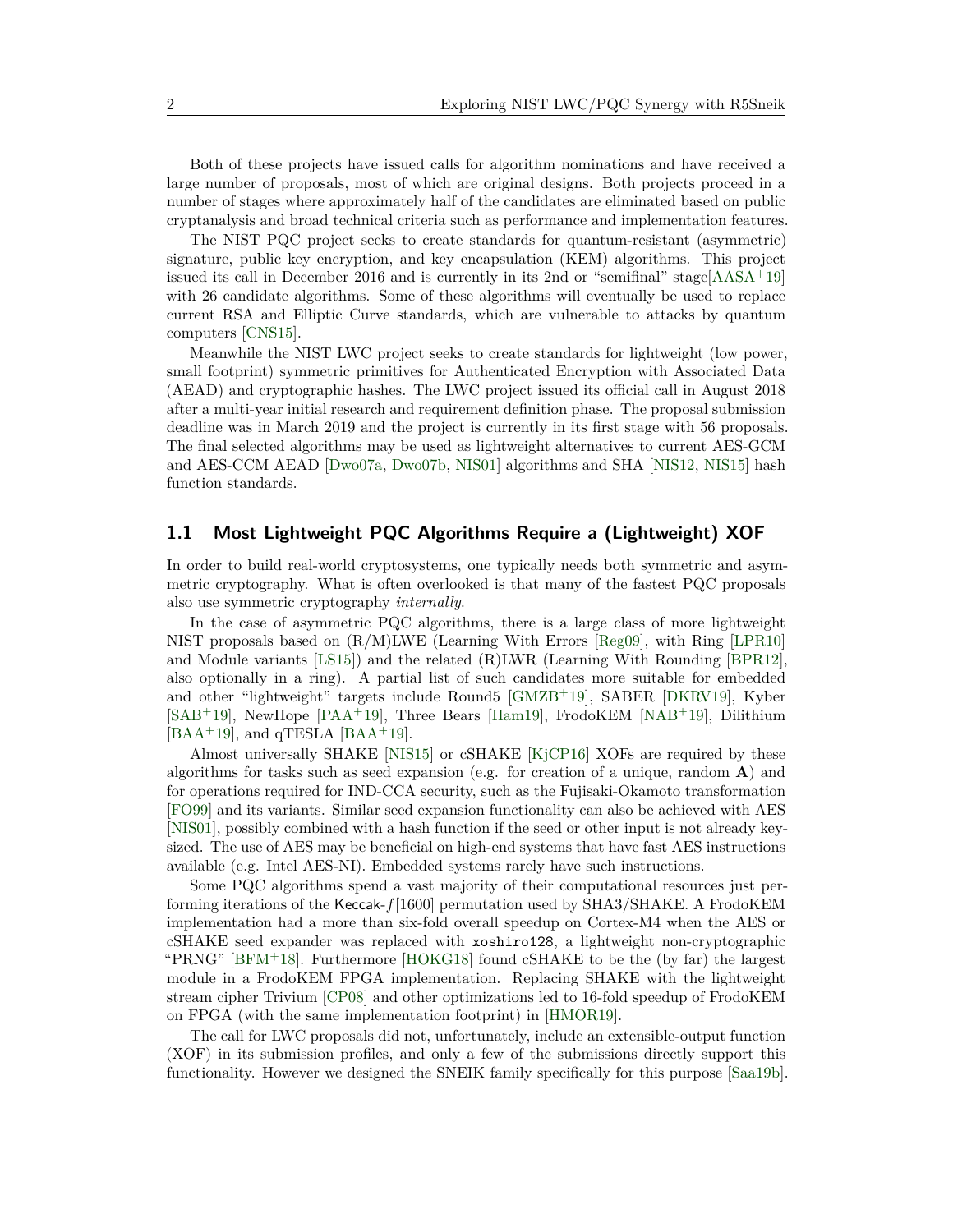Both of these projects have issued calls for algorithm nominations and have received a large number of proposals, most of which are original designs. Both projects proceed in a number of stages where approximately half of the candidates are eliminated based on public cryptanalysis and broad technical criteria such as performance and implementation features.

The NIST PQC project seeks to create standards for quantum-resistant (asymmetric) signature, public key encryption, and key encapsulation (KEM) algorithms. This project issued its call in December 2016 and is currently in its 2nd or "semifinal" stage[AASA+19] with 26 candidate algorithms. Some of these algorithms will eventually be used to replace current RSA and Elliptic Curve standards, which are vulnerable to attacks by quantum computers [CNS15].

Meanwhile the NIST LWC project seeks to create standards for lightweight (low power, small footprint) symmetric primitives for Authenticated Encryption with Associated Data (AEAD) and cryptographic hashes. The LWC project issued its official call in August 2018 after a multi-year initial research and requirement definition phase. The proposal submission deadline was in March 2019 and the project is currently in its first stage with 56 proposals. The final selected algorithms may be used as lightweight alternatives to current AES-GCM and AES-CCM AEAD [Dwo07a, Dwo07b, NIS01] algorithms and SHA [NIS12, NIS15] hash function standards.

## 1.1 Most Lightweight PQC Algorithms Require a (Lightweight) XOF

In order to build real-world cryptosystems, one typically needs both symmetric and asymmetric cryptography. What is often overlooked is that many of the fastest PQC proposals also use symmetric cryptography *internally*.

In the case of asymmetric PQC algorithms, there is a large class of more lightweight NIST proposals based on (R/M)LWE (Learning With Errors [Reg09], with Ring [LPR10] and Module variants [LS15]) and the related (R)LWR (Learning With Rounding [BPR12], also optionally in a ring). A partial list of such candidates more suitable for embedded and other "lightweight" targets include Round5 [GMZB+19], SABER [DKRV19], Kyber [SAB+19], NewHope [PAA+19], Three Bears [Ham19], FrodoKEM [NAB+19], Dilithium [BAA+19], and qTESLA [BAA+19].

Almost universally SHAKE [NIS15] or cSHAKE [KjCP16] XOFs are required by these algorithms for tasks such as seed expansion (e.g. for creation of a unique, random $\mathbf{A}$) and for operations required for IND-CCA security, such as the Fujisaki-Okamoto transformation [FO99] and its variants. Similar seed expansion functionality can also be achieved with AES [NIS01], possibly combined with a hash function if the seed or other input is not already key-sized. The use of AES may be beneficial on high-end systems that have fast AES instructions available (e.g. Intel AES-NI). Embedded systems rarely have such instructions.

Some PQC algorithms spend a vast majority of their computational resources just performing iterations of the Keccak-$f[1600]$ permutation used by SHA3/SHAKE. A FrodoKEM implementation had a more than six-fold overall speedup on Cortex-M4 when the AES or cSHAKE seed expander was replaced with `xoshiro128`, a lightweight non-cryptographic "PRNG" [BFM+18]. Furthermore [HOKG18] found cSHAKE to be the (by far) the largest module in a FrodoKEM FPGA implementation. Replacing SHAKE with the lightweight stream cipher Trivium [CP08] and other optimizations led to 16-fold speedup of FrodoKEM on FPGA (with the same implementation footprint) in [HMOR19].

The call for LWC proposals did not, unfortunately, include an extensible-output function (XOF) in its submission profiles, and only a few of the submissions directly support this functionality. However we designed the SNEIK family specifically for this purpose [Saa19b].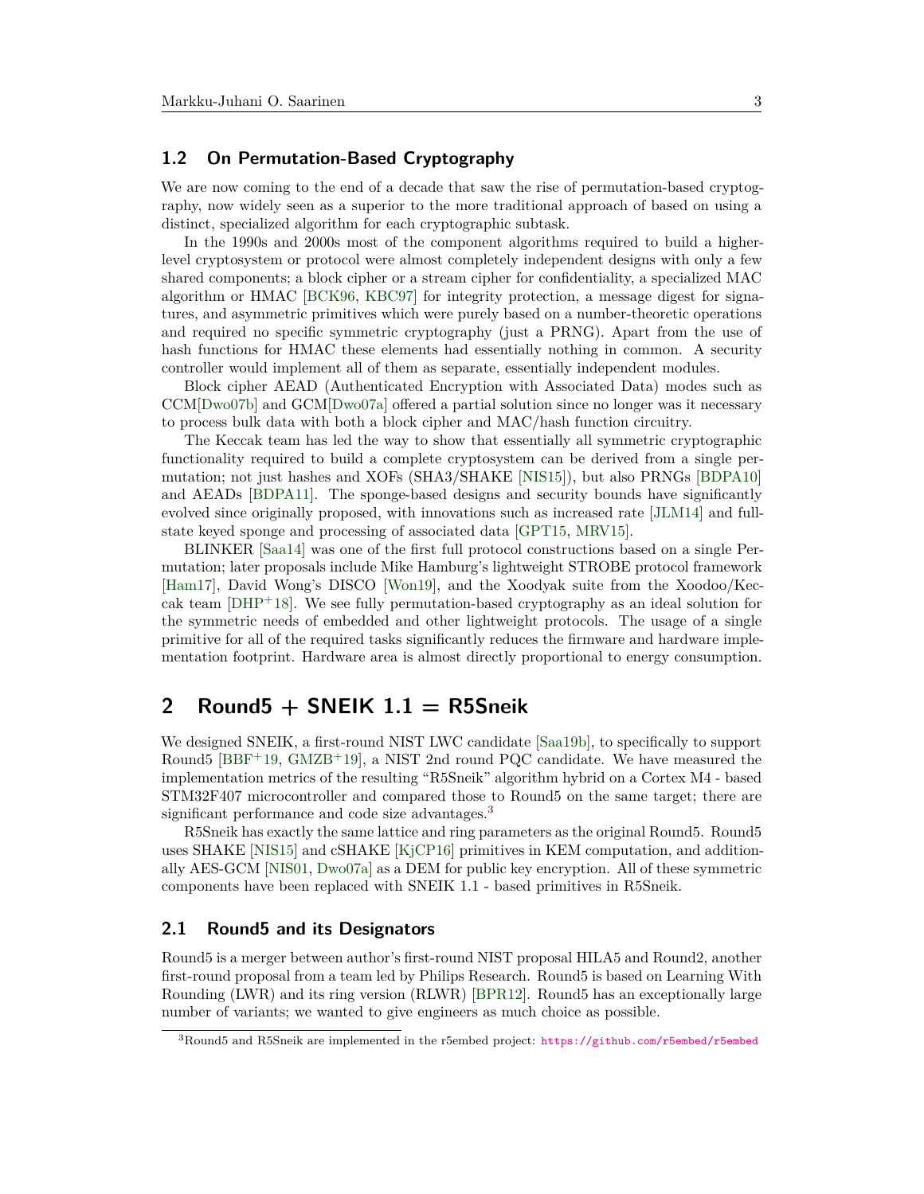### 1.2 On Permutation-Based Cryptography

We are now coming to the end of a decade that saw the rise of permutation-based cryptography, now widely seen as a superior to the more traditional approach of based on using a distinct, specialized algorithm for each cryptographic subtask.

In the 1990s and 2000s most of the component algorithms required to build a higher-level cryptosystem or protocol were almost completely independent designs with only a few shared components; a block cipher or a stream cipher for confidentiality, a specialized MAC algorithm or HMAC [BCK96, KBC97] for integrity protection, a message digest for signatures, and asymmetric primitives which were purely based on a number-theoretic operations and required no specific symmetric cryptography (just a PRNG). Apart from the use of hash functions for HMAC these elements had essentially nothing in common. A security controller would implement all of them as separate, essentially independent modules.

Block cipher AEAD (Authenticated Encryption with Associated Data) modes such as CCM[Dwo07b] and GCM[Dwo07a] offered a partial solution since no longer was it necessary to process bulk data with both a block cipher and MAC/hash function circuitry.

The Keccak team has led the way to show that essentially all symmetric cryptographic functionality required to build a complete cryptosystem can be derived from a single permutation; not just hashes and XOFs (SHA3/SHAKE [NIS15]), but also PRNGs [BDPA10] and AEADs [BDPA11]. The sponge-based designs and security bounds have significantly evolved since originally proposed, with innovations such as increased rate [JLM14] and full-state keyed sponge and processing of associated data [GPT15, MRV15].

BLINKER [Saa14] was one of the first full protocol constructions based on a single Permutation; later proposals include Mike Hamburg's lightweight STROBE protocol framework [Ham17], David Wong's DISCO [Won19], and the Xoodyak suite from the Xoodoo/Keccak team [DHP+18]. We see fully permutation-based cryptography as an ideal solution for the symmetric needs of embedded and other lightweight protocols. The usage of a single primitive for all of the required tasks significantly reduces the firmware and hardware implementation footprint. Hardware area is almost directly proportional to energy consumption.

## 2 Round5 + SNEIK 1.1 = R5Sneik

We designed SNEIK, a first-round NIST LWC candidate [Saa19b], to specifically to support Round5 [BBF+19, GMZB+19], a NIST 2nd round PQC candidate. We have measured the implementation metrics of the resulting "R5Sneik" algorithm hybrid on a Cortex M4 - based STM32F407 microcontroller and compared those to Round5 on the same target; there are significant performance and code size advantages.[3]

R5Sneik has exactly the same lattice and ring parameters as the original Round5. Round5 uses SHAKE [NIS15] and cSHAKE [KjCP16] primitives in KEM computation, and additionally AES-GCM [NIS01, Dwo07a] as a DEM for public key encryption. All of these symmetric components have been replaced with SNEIK 1.1 - based primitives in R5Sneik.

### 2.1 Round5 and its Designators

Round5 is a merger between author's first-round NIST proposal HILA5 and Round2, another first-round proposal from a team led by Philips Research. Round5 is based on Learning With Rounding (LWR) and its ring version (RLWR) [BPR12]. Round5 has an exceptionally large number of variants; we wanted to give engineers as much choice as possible.

[3] Round5 and R5Sneik are implemented in the r5embed project: https://github.com/r5embed/r5embed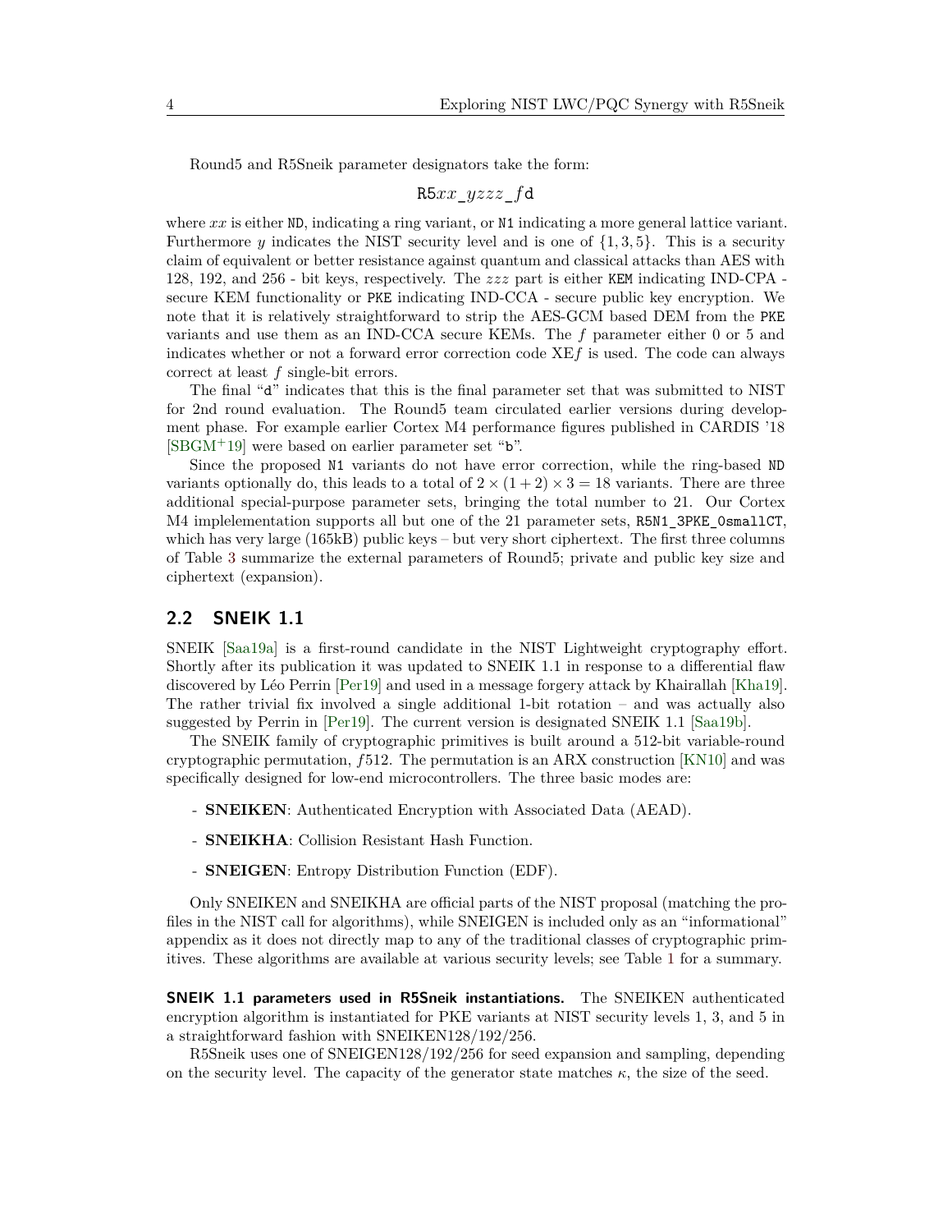Round5 and R5Sneik parameter designators take the form:

$$\texttt{R5}xx\_yzzz\_f\texttt{d}$$

where $xx$ is either ND, indicating a ring variant, or N1 indicating a more general lattice variant. Furthermore $y$ indicates the NIST security level and is one of $\{1, 3, 5\}$. This is a security claim of equivalent or better resistance against quantum and classical attacks than AES with 128, 192, and 256 - bit keys, respectively. The $zzz$ part is either KEM indicating IND-CPA - secure KEM functionality or PKE indicating IND-CCA - secure public key encryption. We note that it is relatively straightforward to strip the AES-GCM based DEM from the PKE variants and use them as an IND-CCA secure KEMs. The $f$ parameter either 0 or 5 and indicates whether or not a forward error correction code XE$f$ is used. The code can always correct at least $f$ single-bit errors.

The final "d" indicates that this is the final parameter set that was submitted to NIST for 2nd round evaluation. The Round5 team circulated earlier versions during development phase. For example earlier Cortex M4 performance figures published in CARDIS '18 [SBGM+19] were based on earlier parameter set "b".

Since the proposed N1 variants do not have error correction, while the ring-based ND variants optionally do, this leads to a total of $2 \times (1 + 2) \times 3 = 18$ variants. There are three additional special-purpose parameter sets, bringing the total number to 21. Our Cortex M4 implelementation supports all but one of the 21 parameter sets, R5N1_3PKE_0smallCT, which has very large (165kB) public keys – but very short ciphertext. The first three columns of Table 3 summarize the external parameters of Round5; private and public key size and ciphertext (expansion).

## 2.2 SNEIK 1.1

SNEIK [Saa19a] is a first-round candidate in the NIST Lightweight cryptography effort. Shortly after its publication it was updated to SNEIK 1.1 in response to a differential flaw discovered by Léo Perrin [Per19] and used in a message forgery attack by Khairallah [Kha19]. The rather trivial fix involved a single additional 1-bit rotation – and was actually also suggested by Perrin in [Per19]. The current version is designated SNEIK 1.1 [Saa19b].

The SNEIK family of cryptographic primitives is built around a 512-bit variable-round cryptographic permutation, $f512$. The permutation is an ARX construction [KN10] and was specifically designed for low-end microcontrollers. The three basic modes are:

- **SNEIKEN**: Authenticated Encryption with Associated Data (AEAD).
- **SNEIKHA**: Collision Resistant Hash Function.
- **SNEIGEN**: Entropy Distribution Function (EDF).

Only SNEIKEN and SNEIKHA are official parts of the NIST proposal (matching the profiles in the NIST call for algorithms), while SNEIGEN is included only as an "informational" appendix as it does not directly map to any of the traditional classes of cryptographic primitives. These algorithms are available at various security levels; see Table 1 for a summary.

**SNEIK 1.1 parameters used in R5Sneik instantiations.** The SNEIKEN authenticated encryption algorithm is instantiated for PKE variants at NIST security levels 1, 3, and 5 in a straightforward fashion with SNEIKEN128/192/256.

R5Sneik uses one of SNEIGEN128/192/256 for seed expansion and sampling, depending on the security level. The capacity of the generator state matches $\kappa$, the size of the seed.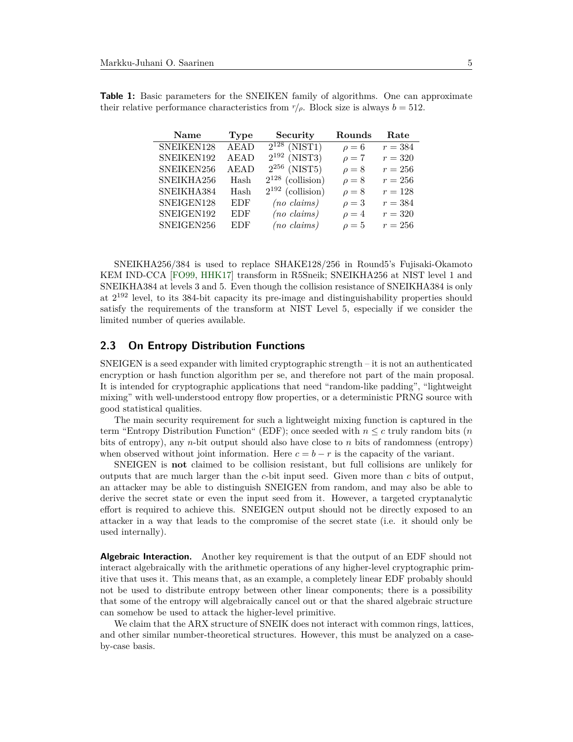**Table 1:** Basic parameters for the SNEIKEN family of algorithms. One can approximate their relative performance characteristics from $r/\rho$. Block size is always $b = 512$.

| Name | Type | Security | Rounds | Rate |
|---|---|---|---|---|
| SNEIKEN128 | AEAD | $2^{128}$ (NIST1) | $\rho = 6$ | $r = 384$ |
| SNEIKEN192 | AEAD | $2^{192}$ (NIST3) | $\rho = 7$ | $r = 320$ |
| SNEIKEN256 | AEAD | $2^{256}$ (NIST5) | $\rho = 8$ | $r = 256$ |
| SNEIKHA256 | Hash | $2^{128}$ (collision) | $\rho = 8$ | $r = 256$ |
| SNEIKHA384 | Hash | $2^{192}$ (collision) | $\rho = 8$ | $r = 128$ |
| SNEIGEN128 | EDF | *(no claims)* | $\rho = 3$ | $r = 384$ |
| SNEIGEN192 | EDF | *(no claims)* | $\rho = 4$ | $r = 320$ |
| SNEIGEN256 | EDF | *(no claims)* | $\rho = 5$ | $r = 256$ |

SNEIKHA256/384 is used to replace SHAKE128/256 in Round5's Fujisaki-Okamoto KEM IND-CCA [FO99, HHK17] transform in R5Sneik; SNEIKHA256 at NIST level 1 and SNEIKHA384 at levels 3 and 5. Even though the collision resistance of SNEIKHA384 is only at $2^{192}$ level, to its 384-bit capacity its pre-image and distinguishability properties should satisfy the requirements of the transform at NIST Level 5, especially if we consider the limited number of queries available.

## 2.3 On Entropy Distribution Functions

SNEIGEN is a seed expander with limited cryptographic strength – it is not an authenticated encryption or hash function algorithm per se, and therefore not part of the main proposal. It is intended for cryptographic applications that need "random-like padding", "lightweight mixing" with well-understood entropy flow properties, or a deterministic PRNG source with good statistical qualities.

The main security requirement for such a lightweight mixing function is captured in the term "Entropy Distribution Function" (EDF); once seeded with $n \leq c$ truly random bits ($n$ bits of entropy), any $n$-bit output should also have close to $n$ bits of randomness (entropy) when observed without joint information. Here $c = b - r$ is the capacity of the variant.

SNEIGEN is **not** claimed to be collision resistant, but full collisions are unlikely for outputs that are much larger than the $c$-bit input seed. Given more than $c$ bits of output, an attacker may be able to distinguish SNEIGEN from random, and may also be able to derive the secret state or even the input seed from it. However, a targeted cryptanalytic effort is required to achieve this. SNEIGEN output should not be directly exposed to an attacker in a way that leads to the compromise of the secret state (i.e. it should only be used internally).

**Algebraic Interaction.** Another key requirement is that the output of an EDF should not interact algebraically with the arithmetic operations of any higher-level cryptographic primitive that uses it. This means that, as an example, a completely linear EDF probably should not be used to distribute entropy between other linear components; there is a possibility that some of the entropy will algebraically cancel out or that the shared algebraic structure can somehow be used to attack the higher-level primitive.

We claim that the ARX structure of SNEIK does not interact with common rings, lattices, and other similar number-theoretical structures. However, this must be analyzed on a case-by-case basis.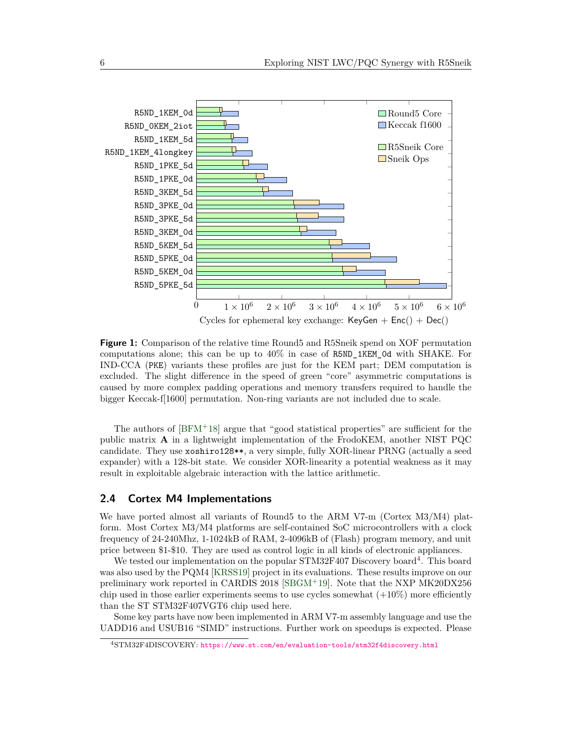**Figure 1:** Comparison of the relative time Round5 and R5Sneik spend on XOF permutation computations alone; this can be up to 40% in case of R5ND_1KEM_0d with SHAKE. For IND-CCA (PKE) variants these profiles are just for the KEM part; DEM computation is excluded. The slight difference in the speed of green "core" asymmetric computations is caused by more complex padding operations and memory transfers required to handle the bigger Keccak-f[1600] permutation. Non-ring variants are not included due to scale.

The authors of [BFM+18] argue that "good statistical properties" are sufficient for the public matrix **A** in a lightweight implementation of the FrodoKEM, another NIST PQC candidate. They use xoshiro128**, a very simple, fully XOR-linear PRNG (actually a seed expander) with a 128-bit state. We consider XOR-linearity a potential weakness as it may result in exploitable algebraic interaction with the lattice arithmetic.

## 2.4 Cortex M4 Implementations

We have ported almost all variants of Round5 to the ARM V7-m (Cortex M3/M4) platform. Most Cortex M3/M4 platforms are self-contained SoC microcontrollers with a clock frequency of 24-240Mhz, 1-1024kB of RAM, 2-4096kB of (Flash) program memory, and unit price between $1-$10. They are used as control logic in all kinds of electronic appliances.

We tested our implementation on the popular STM32F407 Discovery board[4]. This board was also used by the PQM4 [KRSS19] project in its evaluations. These results improve on our preliminary work reported in CARDIS 2018 [SBGM+19]. Note that the NXP MK20DX256 chip used in those earlier experiments seems to use cycles somewhat (+10%) more efficiently than the ST STM32F407VGT6 chip used here.

Some key parts have now been implemented in ARM V7-m assembly language and use the UADD16 and USUB16 "SIMD" instructions. Further work on speedups is expected. Please

[4] STM32F4DISCOVERY: https://www.st.com/en/evaluation-tools/stm32f4discovery.html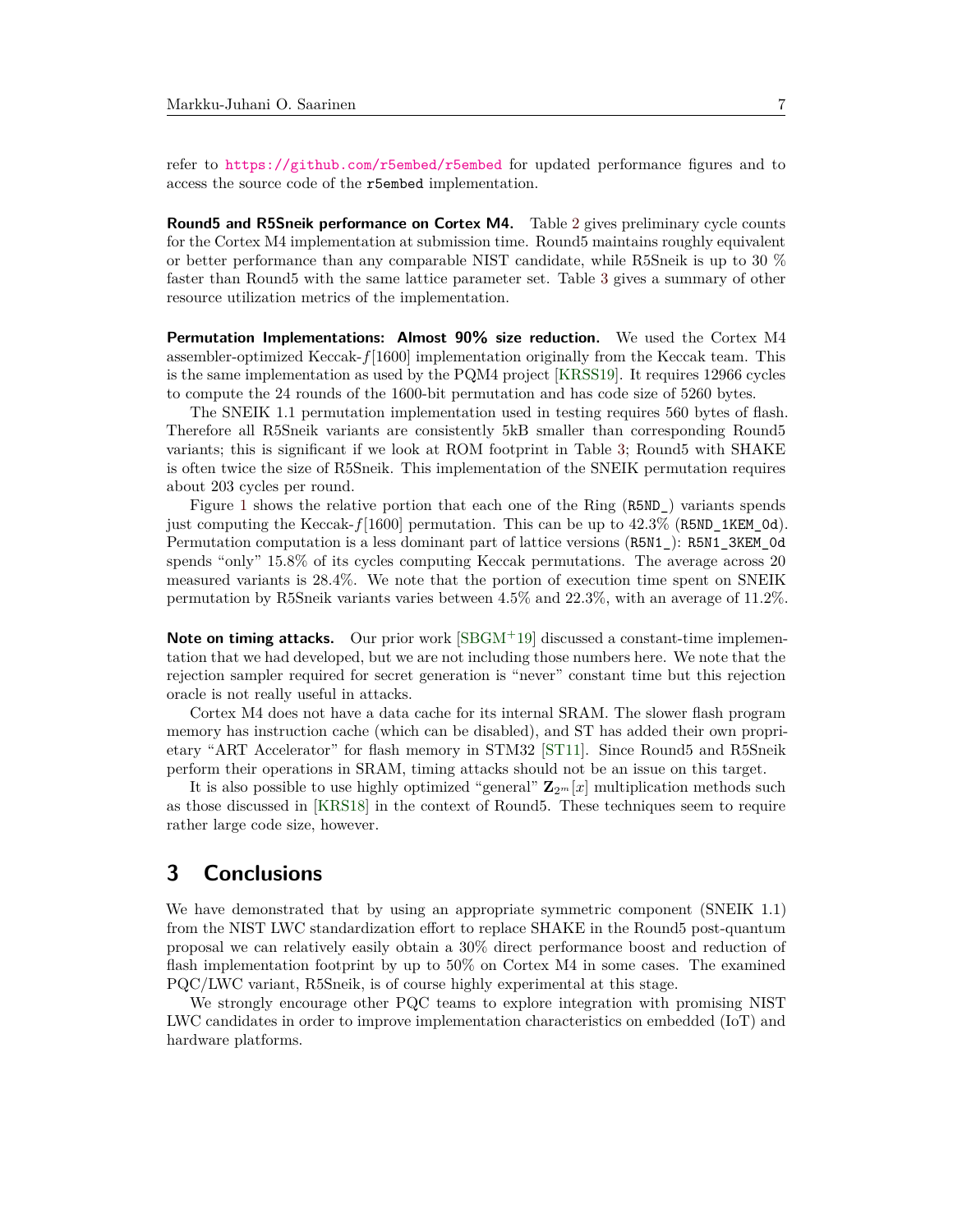refer to https://github.com/r5embed/r5embed for updated performance figures and to access the source code of the `r5embed` implementation.

**Round5 and R5Sneik performance on Cortex M4.** Table 2 gives preliminary cycle counts for the Cortex M4 implementation at submission time. Round5 maintains roughly equivalent or better performance than any comparable NIST candidate, while R5Sneik is up to 30 % faster than Round5 with the same lattice parameter set. Table 3 gives a summary of other resource utilization metrics of the implementation.

**Permutation Implementations: Almost 90% size reduction.** We used the Cortex M4 assembler-optimized Keccak-$f$[1600] implementation originally from the Keccak team. This is the same implementation as used by the PQM4 project [KRSS19]. It requires 12966 cycles to compute the 24 rounds of the 1600-bit permutation and has code size of 5260 bytes.

The SNEIK 1.1 permutation implementation used in testing requires 560 bytes of flash. Therefore all R5Sneik variants are consistently 5kB smaller than corresponding Round5 variants; this is significant if we look at ROM footprint in Table 3; Round5 with SHAKE is often twice the size of R5Sneik. This implementation of the SNEIK permutation requires about 203 cycles per round.

Figure 1 shows the relative portion that each one of the Ring (`R5ND_`) variants spends just computing the Keccak-$f$[1600] permutation. This can be up to 42.3% (`R5ND_1KEM_0d`). Permutation computation is a less dominant part of lattice versions (`R5N1_`): `R5N1_3KEM_0d` spends "only" 15.8% of its cycles computing Keccak permutations. The average across 20 measured variants is 28.4%. We note that the portion of execution time spent on SNEIK permutation by R5Sneik variants varies between 4.5% and 22.3%, with an average of 11.2%.

**Note on timing attacks.** Our prior work [SBGM+19] discussed a constant-time implementation that we had developed, but we are not including those numbers here. We note that the rejection sampler required for secret generation is "never" constant time but this rejection oracle is not really useful in attacks.

Cortex M4 does not have a data cache for its internal SRAM. The slower flash program memory has instruction cache (which can be disabled), and ST has added their own proprietary "ART Accelerator" for flash memory in STM32 [ST11]. Since Round5 and R5Sneik perform their operations in SRAM, timing attacks should not be an issue on this target.

It is also possible to use highly optimized "general" $\mathbf{Z}_{2^m}[x]$ multiplication methods such as those discussed in [KRS18] in the context of Round5. These techniques seem to require rather large code size, however.

## 3 Conclusions

We have demonstrated that by using an appropriate symmetric component (SNEIK 1.1) from the NIST LWC standardization effort to replace SHAKE in the Round5 post-quantum proposal we can relatively easily obtain a 30% direct performance boost and reduction of flash implementation footprint by up to 50% on Cortex M4 in some cases. The examined PQC/LWC variant, R5Sneik, is of course highly experimental at this stage.

We strongly encourage other PQC teams to explore integration with promising NIST LWC candidates in order to improve implementation characteristics on embedded (IoT) and hardware platforms.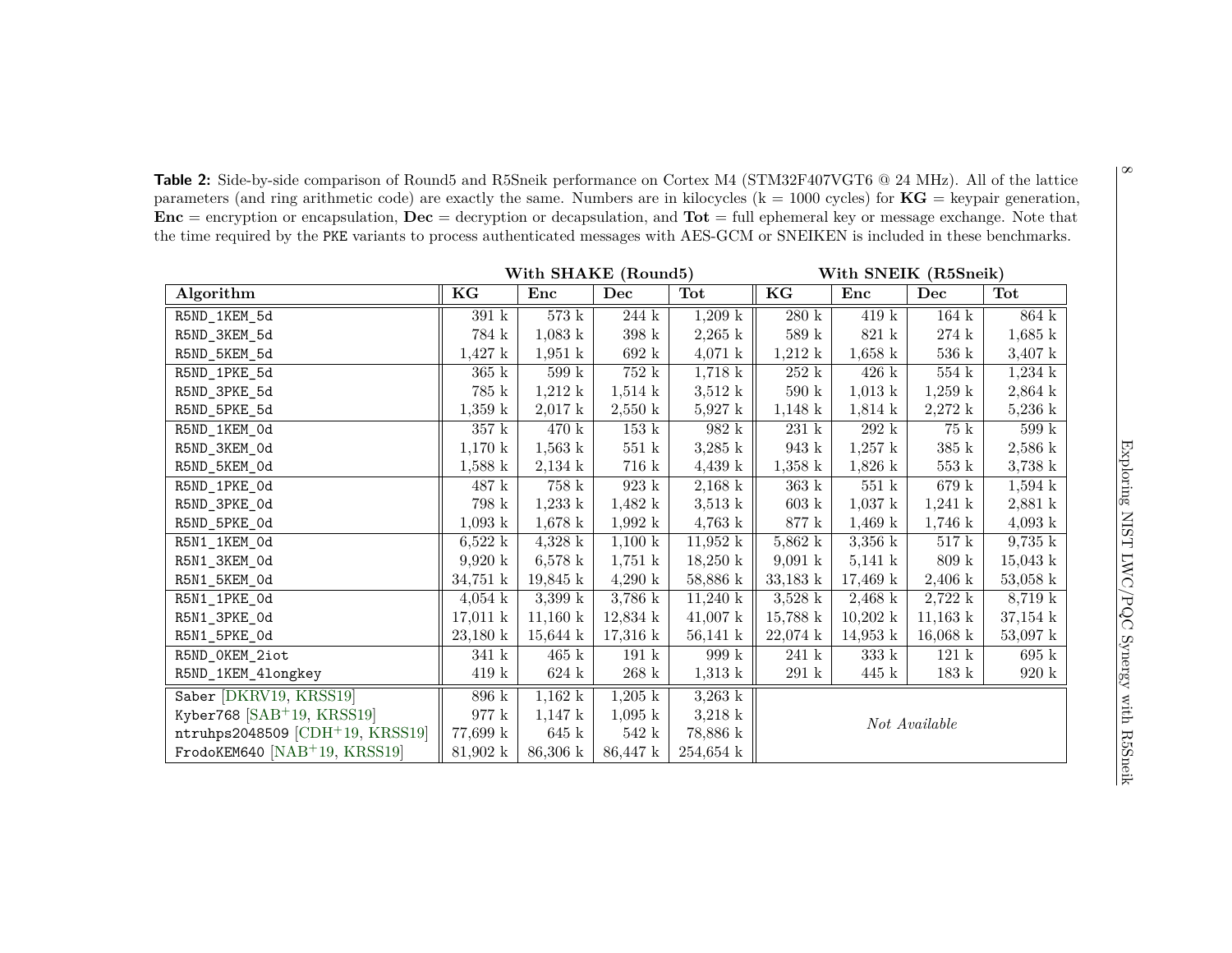**Table 2:** Side-by-side comparison of Round5 and R5Sneik performance on Cortex M4 (STM32F407VGT6 @ 24 MHz). All of the lattice parameters (and ring arithmetic code) are exactly the same. Numbers are in kilocycles (k = 1000 cycles) for **KG** = keypair generation, **Enc** = encryption or encapsulation, **Dec** = decryption or decapsulation, and **Tot** = full ephemeral key or message exchange. Note that the time required by the PKE variants to process authenticated messages with AES-GCM or SNEIKEN is included in these benchmarks.

| | **With SHAKE (Round5)** | | | | **With SNEIK (R5Sneik)** | | | |
|---|---|---|---|---|---|---|---|---|
| **Algorithm** | **KG** | **Enc** | **Dec** | **Tot** | **KG** | **Enc** | **Dec** | **Tot** |
| R5ND_1KEM_5d | 391 k | 573 k | 244 k | 1,209 k | 280 k | 419 k | 164 k | 864 k |
| R5ND_3KEM_5d | 784 k | 1,083 k | 398 k | 2,265 k | 589 k | 821 k | 274 k | 1,685 k |
| R5ND_5KEM_5d | 1,427 k | 1,951 k | 692 k | 4,071 k | 1,212 k | 1,658 k | 536 k | 3,407 k |
| R5ND_1PKE_5d | 365 k | 599 k | 752 k | 1,718 k | 252 k | 426 k | 554 k | 1,234 k |
| R5ND_3PKE_5d | 785 k | 1,212 k | 1,514 k | 3,512 k | 590 k | 1,013 k | 1,259 k | 2,864 k |
| R5ND_5PKE_5d | 1,359 k | 2,017 k | 2,550 k | 5,927 k | 1,148 k | 1,814 k | 2,272 k | 5,236 k |
| R5ND_1KEM_0d | 357 k | 470 k | 153 k | 982 k | 231 k | 292 k | 75 k | 599 k |
| R5ND_3KEM_0d | 1,170 k | 1,563 k | 551 k | 3,285 k | 943 k | 1,257 k | 385 k | 2,586 k |
| R5ND_5KEM_0d | 1,588 k | 2,134 k | 716 k | 4,439 k | 1,358 k | 1,826 k | 553 k | 3,738 k |
| R5ND_1PKE_0d | 487 k | 758 k | 923 k | 2,168 k | 363 k | 551 k | 679 k | 1,594 k |
| R5ND_3PKE_0d | 798 k | 1,233 k | 1,482 k | 3,513 k | 603 k | 1,037 k | 1,241 k | 2,881 k |
| R5ND_5PKE_0d | 1,093 k | 1,678 k | 1,992 k | 4,763 k | 877 k | 1,469 k | 1,746 k | 4,093 k |
| R5N1_1KEM_0d | 6,522 k | 4,328 k | 1,100 k | 11,952 k | 5,862 k | 3,356 k | 517 k | 9,735 k |
| R5N1_3KEM_0d | 9,920 k | 6,578 k | 1,751 k | 18,250 k | 9,091 k | 5,141 k | 809 k | 15,043 k |
| R5N1_5KEM_0d | 34,751 k | 19,845 k | 4,290 k | 58,886 k | 33,183 k | 17,469 k | 2,406 k | 53,058 k |
| R5N1_1PKE_0d | 4,054 k | 3,399 k | 3,786 k | 11,240 k | 3,528 k | 2,468 k | 2,722 k | 8,719 k |
| R5N1_3PKE_0d | 17,011 k | 11,160 k | 12,834 k | 41,007 k | 15,788 k | 10,202 k | 11,163 k | 37,154 k |
| R5N1_5PKE_0d | 23,180 k | 15,644 k | 17,316 k | 56,141 k | 22,074 k | 14,953 k | 16,068 k | 53,097 k |
| R5ND_0KEM_2iot | 341 k | 465 k | 191 k | 999 k | 241 k | 333 k | 121 k | 695 k |
| R5ND_1KEM_4longkey | 419 k | 624 k | 268 k | 1,313 k | 291 k | 445 k | 183 k | 920 k |
| Saber [DKRV19, KRSS19] | 896 k | 1,162 k | 1,205 k | 3,263 k | *Not Available* | | | |
| Kyber768 [SAB+19, KRSS19] | 977 k | 1,147 k | 1,095 k | 3,218 k | | | | |
| ntruhps2048509 [CDH+19, KRSS19] | 77,699 k | 645 k | 542 k | 78,886 k | | | | |
| FrodoKEM640 [NAB+19, KRSS19] | 81,902 k | 86,306 k | 86,447 k | 254,654 k | | | | |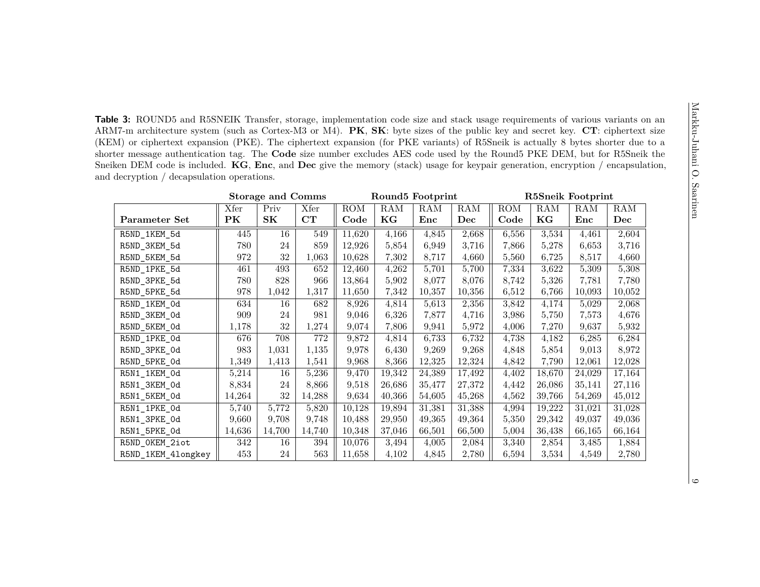**Table 3:** ROUND5 and R5SNEIK Transfer, storage, implementation code size and stack usage requirements of various variants on an ARM7-m architecture system (such as Cortex-M3 or M4). **PK**, **SK**: byte sizes of the public key and secret key. **CT**: ciphertext size (KEM) or ciphertext expansion (PKE). The ciphertext expansion (for PKE variants) of R5Sneik is actually 8 bytes shorter due to a shorter message authentication tag. The **Code** size number excludes AES code used by the Round5 PKE DEM, but for R5Sneik the Sneiken DEM code is included. **KG**, **Enc**, and **Dec** give the memory (stack) usage for keypair generation, encryption / encapsulation, and decryption / decapsulation operations.

| | Storage and Comms | | | Round5 Footprint | | | | R5Sneik Footprint | | | |
|---|---|---|---|---|---|---|---|---|---|---|---|
| **Parameter Set** | Xfer **PK** | Priv **SK** | Xfer **CT** | ROM **Code** | RAM **KG** | RAM **Enc** | RAM **Dec** | ROM **Code** | RAM **KG** | RAM **Enc** | RAM **Dec** |
| R5ND_1KEM_5d | 445 | 16 | 549 | 11,620 | 4,166 | 4,845 | 2,668 | 6,556 | 3,534 | 4,461 | 2,604 |
| R5ND_3KEM_5d | 780 | 24 | 859 | 12,926 | 5,854 | 6,949 | 3,716 | 7,866 | 5,278 | 6,653 | 3,716 |
| R5ND_5KEM_5d | 972 | 32 | 1,063 | 10,628 | 7,302 | 8,717 | 4,660 | 5,560 | 6,725 | 8,517 | 4,660 |
| R5ND_1PKE_5d | 461 | 493 | 652 | 12,460 | 4,262 | 5,701 | 5,700 | 7,334 | 3,622 | 5,309 | 5,308 |
| R5ND_3PKE_5d | 780 | 828 | 966 | 13,864 | 5,902 | 8,077 | 8,076 | 8,742 | 5,326 | 7,781 | 7,780 |
| R5ND_5PKE_5d | 978 | 1,042 | 1,317 | 11,650 | 7,342 | 10,357 | 10,356 | 6,512 | 6,766 | 10,093 | 10,052 |
| R5ND_1KEM_0d | 634 | 16 | 682 | 8,926 | 4,814 | 5,613 | 2,356 | 3,842 | 4,174 | 5,029 | 2,068 |
| R5ND_3KEM_0d | 909 | 24 | 981 | 9,046 | 6,326 | 7,877 | 4,716 | 3,986 | 5,750 | 7,573 | 4,676 |
| R5ND_5KEM_0d | 1,178 | 32 | 1,274 | 9,074 | 7,806 | 9,941 | 5,972 | 4,006 | 7,270 | 9,637 | 5,932 |
| R5ND_1PKE_0d | 676 | 708 | 772 | 9,872 | 4,814 | 6,733 | 6,732 | 4,738 | 4,182 | 6,285 | 6,284 |
| R5ND_3PKE_0d | 983 | 1,031 | 1,135 | 9,978 | 6,430 | 9,269 | 9,268 | 4,848 | 5,854 | 9,013 | 8,972 |
| R5ND_5PKE_0d | 1,349 | 1,413 | 1,541 | 9,968 | 8,366 | 12,325 | 12,324 | 4,842 | 7,790 | 12,061 | 12,028 |
| R5N1_1KEM_0d | 5,214 | 16 | 5,236 | 9,470 | 19,342 | 24,389 | 17,492 | 4,402 | 18,670 | 24,029 | 17,164 |
| R5N1_3KEM_0d | 8,834 | 24 | 8,866 | 9,518 | 26,686 | 35,477 | 27,372 | 4,442 | 26,086 | 35,141 | 27,116 |
| R5N1_5KEM_0d | 14,264 | 32 | 14,288 | 9,634 | 40,366 | 54,605 | 45,268 | 4,562 | 39,766 | 54,269 | 45,012 |
| R5N1_1PKE_0d | 5,740 | 5,772 | 5,820 | 10,128 | 19,894 | 31,381 | 31,388 | 4,994 | 19,222 | 31,021 | 31,028 |
| R5N1_3PKE_0d | 9,660 | 9,708 | 9,748 | 10,488 | 29,950 | 49,365 | 49,364 | 5,350 | 29,342 | 49,037 | 49,036 |
| R5N1_5PKE_0d | 14,636 | 14,700 | 14,740 | 10,348 | 37,046 | 66,501 | 66,500 | 5,004 | 36,438 | 66,165 | 66,164 |
| R5ND_0KEM_2iot | 342 | 16 | 394 | 10,076 | 3,494 | 4,005 | 2,084 | 3,340 | 2,854 | 3,485 | 1,884 |
| R5ND_1KEM_4longkey | 453 | 24 | 563 | 11,658 | 4,102 | 4,845 | 2,780 | 6,594 | 3,534 | 4,549 | 2,780 |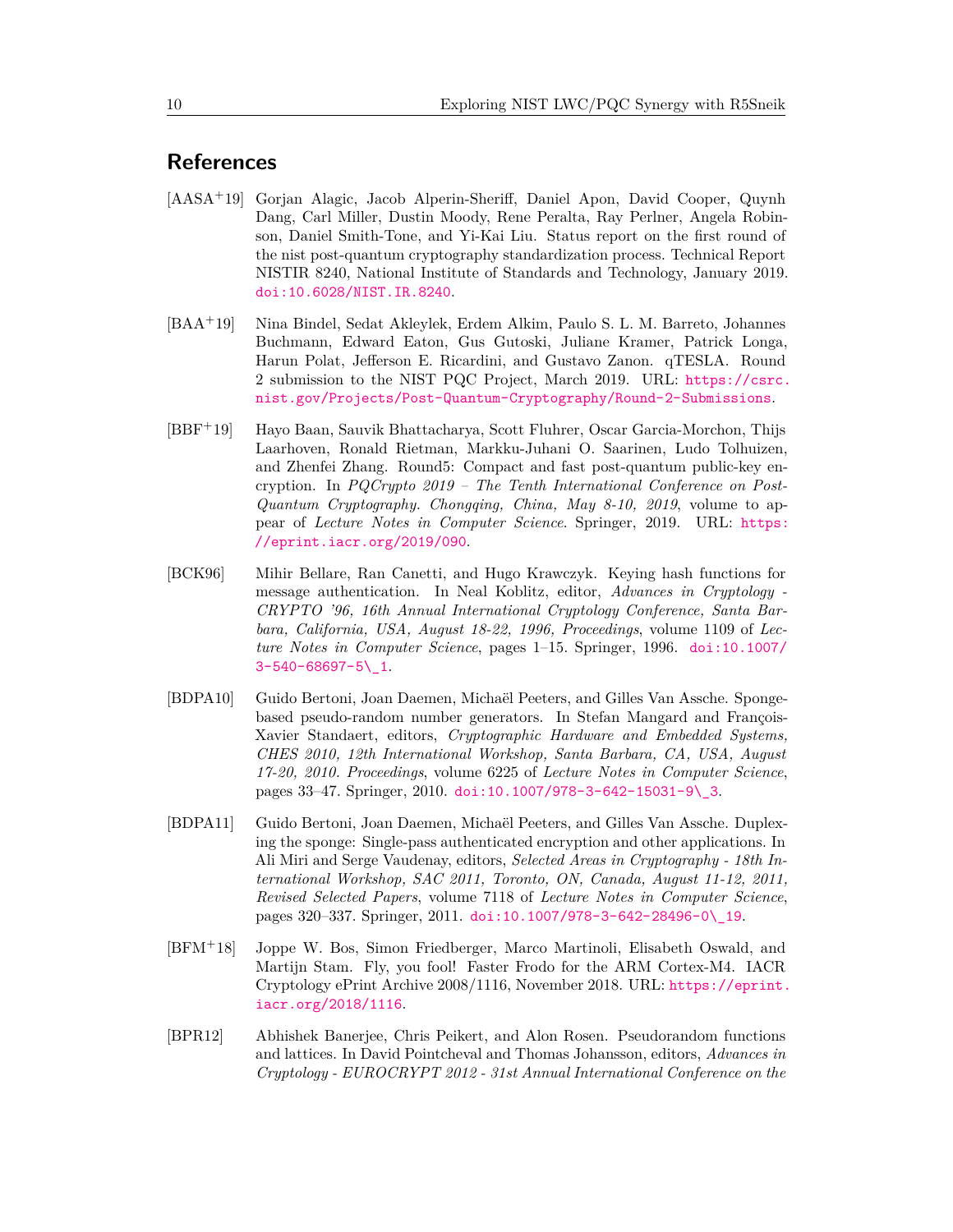## References

[AASA+19] Gorjan Alagic, Jacob Alperin-Sheriff, Daniel Apon, David Cooper, Quynh Dang, Carl Miller, Dustin Moody, Rene Peralta, Ray Perlner, Angela Robinson, Daniel Smith-Tone, and Yi-Kai Liu. Status report on the first round of the nist post-quantum cryptography standardization process. Technical Report NISTIR 8240, National Institute of Standards and Technology, January 2019. doi:10.6028/NIST.IR.8240.

[BAA+19] Nina Bindel, Sedat Akleylek, Erdem Alkim, Paulo S. L. M. Barreto, Johannes Buchmann, Edward Eaton, Gus Gutoski, Juliane Kramer, Patrick Longa, Harun Polat, Jefferson E. Ricardini, and Gustavo Zanon. qTESLA. Round 2 submission to the NIST PQC Project, March 2019. URL: https://csrc.nist.gov/Projects/Post-Quantum-Cryptography/Round-2-Submissions.

[BBF+19] Hayo Baan, Sauvik Bhattacharya, Scott Fluhrer, Oscar Garcia-Morchon, Thijs Laarhoven, Ronald Rietman, Markku-Juhani O. Saarinen, Ludo Tolhuizen, and Zhenfei Zhang. Round5: Compact and fast post-quantum public-key encryption. In *PQCrypto 2019 – The Tenth International Conference on Post-Quantum Cryptography. Chongqing, China, May 8-10, 2019*, volume to appear of *Lecture Notes in Computer Science*. Springer, 2019. URL: https://eprint.iacr.org/2019/090.

[BCK96] Mihir Bellare, Ran Canetti, and Hugo Krawczyk. Keying hash functions for message authentication. In Neal Koblitz, editor, *Advances in Cryptology - CRYPTO '96, 16th Annual International Cryptology Conference, Santa Barbara, California, USA, August 18-22, 1996, Proceedings*, volume 1109 of *Lecture Notes in Computer Science*, pages 1–15. Springer, 1996. doi:10.1007/3-540-68697-5\_1.

[BDPA10] Guido Bertoni, Joan Daemen, Michaël Peeters, and Gilles Van Assche. Sponge-based pseudo-random number generators. In Stefan Mangard and François-Xavier Standaert, editors, *Cryptographic Hardware and Embedded Systems, CHES 2010, 12th International Workshop, Santa Barbara, CA, USA, August 17-20, 2010. Proceedings*, volume 6225 of *Lecture Notes in Computer Science*, pages 33–47. Springer, 2010. doi:10.1007/978-3-642-15031-9\_3.

[BDPA11] Guido Bertoni, Joan Daemen, Michaël Peeters, and Gilles Van Assche. Duplexing the sponge: Single-pass authenticated encryption and other applications. In Ali Miri and Serge Vaudenay, editors, *Selected Areas in Cryptography - 18th International Workshop, SAC 2011, Toronto, ON, Canada, August 11-12, 2011, Revised Selected Papers*, volume 7118 of *Lecture Notes in Computer Science*, pages 320–337. Springer, 2011. doi:10.1007/978-3-642-28496-0\_19.

[BFM+18] Joppe W. Bos, Simon Friedberger, Marco Martinoli, Elisabeth Oswald, and Martijn Stam. Fly, you fool! Faster Frodo for the ARM Cortex-M4. IACR Cryptology ePrint Archive 2008/1116, November 2018. URL: https://eprint.iacr.org/2018/1116.

[BPR12] Abhishek Banerjee, Chris Peikert, and Alon Rosen. Pseudorandom functions and lattices. In David Pointcheval and Thomas Johansson, editors, *Advances in Cryptology - EUROCRYPT 2012 - 31st Annual International Conference on the*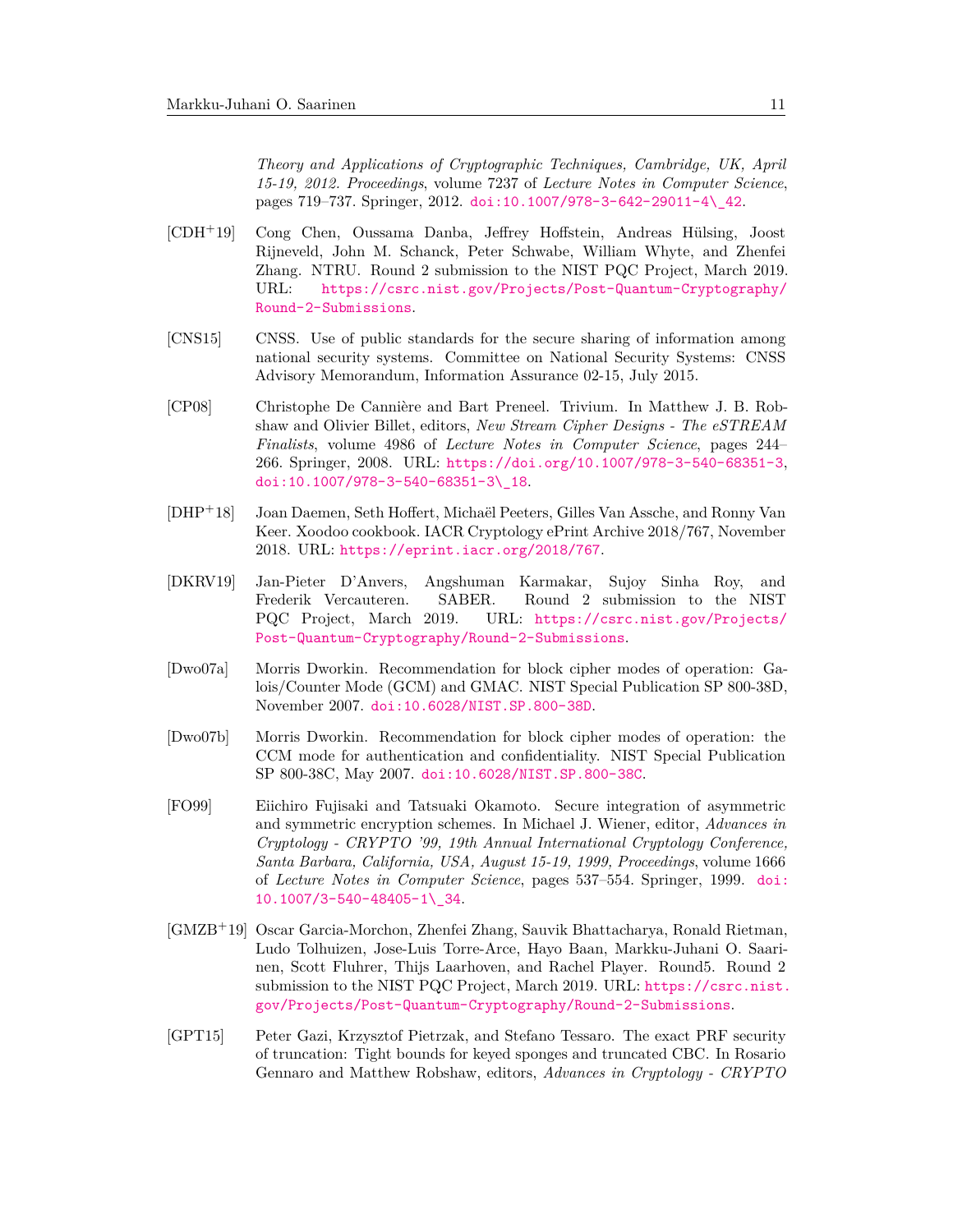*Theory and Applications of Cryptographic Techniques, Cambridge, UK, April 15-19, 2012. Proceedings*, volume 7237 of *Lecture Notes in Computer Science*, pages 719–737. Springer, 2012. doi:10.1007/978-3-642-29011-4_42.

[CDH+19] Cong Chen, Oussama Danba, Jeffrey Hoffstein, Andreas Hülsing, Joost Rijneveld, John M. Schanck, Peter Schwabe, William Whyte, and Zhenfei Zhang. NTRU. Round 2 submission to the NIST PQC Project, March 2019. URL: https://csrc.nist.gov/Projects/Post-Quantum-Cryptography/Round-2-Submissions.

[CNS15] CNSS. Use of public standards for the secure sharing of information among national security systems. Committee on National Security Systems: CNSS Advisory Memorandum, Information Assurance 02-15, July 2015.

[CP08] Christophe De Cannière and Bart Preneel. Trivium. In Matthew J. B. Robshaw and Olivier Billet, editors, *New Stream Cipher Designs - The eSTREAM Finalists*, volume 4986 of *Lecture Notes in Computer Science*, pages 244–266. Springer, 2008. URL: https://doi.org/10.1007/978-3-540-68351-3, doi:10.1007/978-3-540-68351-3_18.

[DHP+18] Joan Daemen, Seth Hoffert, Michaël Peeters, Gilles Van Assche, and Ronny Van Keer. Xoodoo cookbook. IACR Cryptology ePrint Archive 2018/767, November 2018. URL: https://eprint.iacr.org/2018/767.

[DKRV19] Jan-Pieter D'Anvers, Angshuman Karmakar, Sujoy Sinha Roy, and Frederik Vercauteren. SABER. Round 2 submission to the NIST PQC Project, March 2019. URL: https://csrc.nist.gov/Projects/Post-Quantum-Cryptography/Round-2-Submissions.

[Dwo07a] Morris Dworkin. Recommendation for block cipher modes of operation: Galois/Counter Mode (GCM) and GMAC. NIST Special Publication SP 800-38D, November 2007. doi:10.6028/NIST.SP.800-38D.

[Dwo07b] Morris Dworkin. Recommendation for block cipher modes of operation: the CCM mode for authentication and confidentiality. NIST Special Publication SP 800-38C, May 2007. doi:10.6028/NIST.SP.800-38C.

[FO99] Eiichiro Fujisaki and Tatsuaki Okamoto. Secure integration of asymmetric and symmetric encryption schemes. In Michael J. Wiener, editor, *Advances in Cryptology - CRYPTO '99, 19th Annual International Cryptology Conference, Santa Barbara, California, USA, August 15-19, 1999, Proceedings*, volume 1666 of *Lecture Notes in Computer Science*, pages 537–554. Springer, 1999. doi:10.1007/3-540-48405-1_34.

[GMZB+19] Oscar Garcia-Morchon, Zhenfei Zhang, Sauvik Bhattacharya, Ronald Rietman, Ludo Tolhuizen, Jose-Luis Torre-Arce, Hayo Baan, Markku-Juhani O. Saarinen, Scott Fluhrer, Thijs Laarhoven, and Rachel Player. Round5. Round 2 submission to the NIST PQC Project, March 2019. URL: https://csrc.nist.gov/Projects/Post-Quantum-Cryptography/Round-2-Submissions.

[GPT15] Peter Gazi, Krzysztof Pietrzak, and Stefano Tessaro. The exact PRF security of truncation: Tight bounds for keyed sponges and truncated CBC. In Rosario Gennaro and Matthew Robshaw, editors, *Advances in Cryptology - CRYPTO*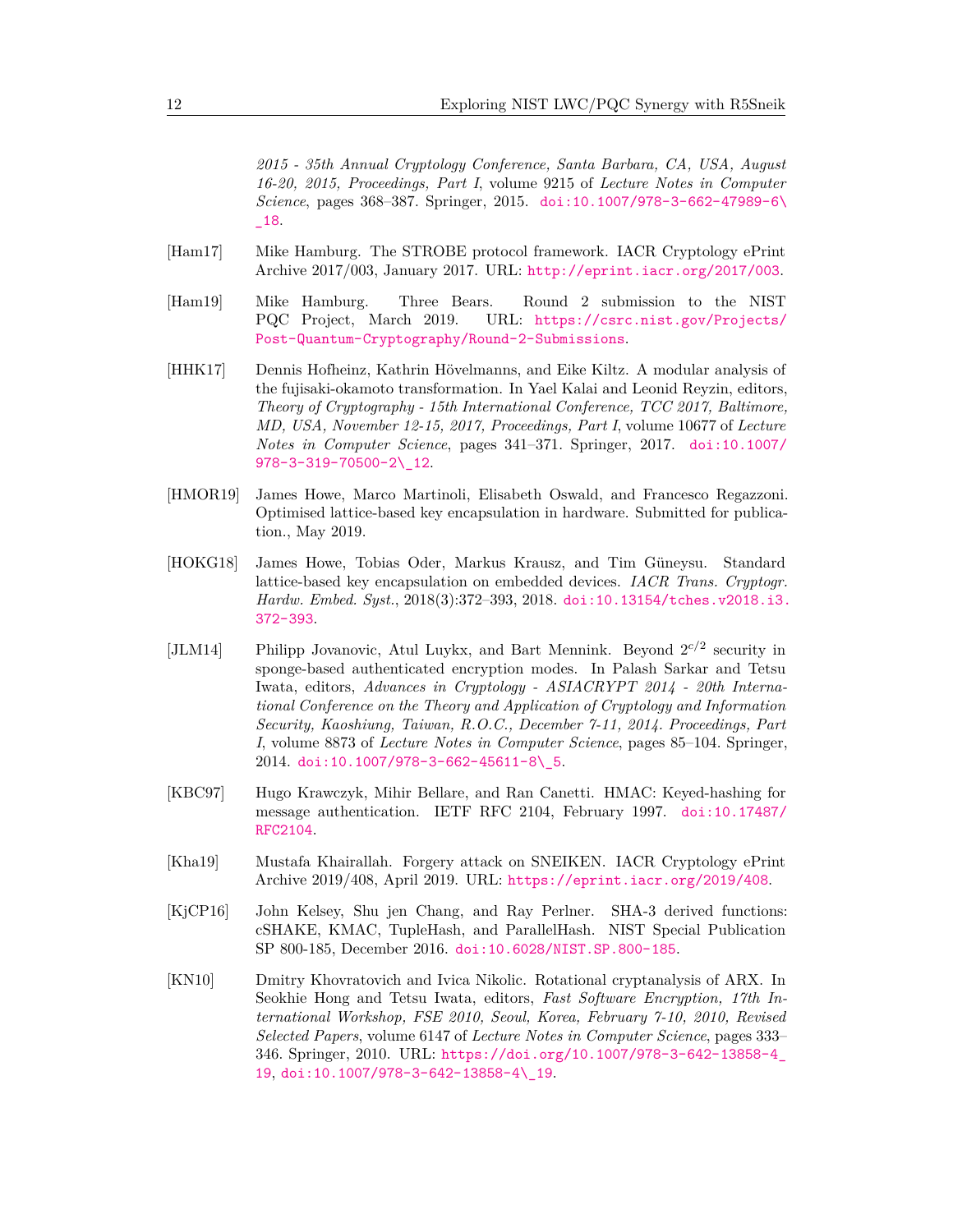2015 - 35th Annual Cryptology Conference, Santa Barbara, CA, USA, August 16-20, 2015, Proceedings, Part I*, volume 9215 of *Lecture Notes in Computer Science*, pages 368–387. Springer, 2015. doi:10.1007/978-3-662-47989-6\_18.

[Ham17] Mike Hamburg. The STROBE protocol framework. IACR Cryptology ePrint Archive 2017/003, January 2017. URL: http://eprint.iacr.org/2017/003.

[Ham19] Mike Hamburg. Three Bears. Round 2 submission to the NIST PQC Project, March 2019. URL: https://csrc.nist.gov/Projects/Post-Quantum-Cryptography/Round-2-Submissions.

[HHK17] Dennis Hofheinz, Kathrin Hövelmanns, and Eike Kiltz. A modular analysis of the fujisaki-okamoto transformation. In Yael Kalai and Leonid Reyzin, editors, *Theory of Cryptography - 15th International Conference, TCC 2017, Baltimore, MD, USA, November 12-15, 2017, Proceedings, Part I*, volume 10677 of *Lecture Notes in Computer Science*, pages 341–371. Springer, 2017. doi:10.1007/978-3-319-70500-2\_12.

[HMOR19] James Howe, Marco Martinoli, Elisabeth Oswald, and Francesco Regazzoni. Optimised lattice-based key encapsulation in hardware. Submitted for publication., May 2019.

[HOKG18] James Howe, Tobias Oder, Markus Krausz, and Tim Güneysu. Standard lattice-based key encapsulation on embedded devices. *IACR Trans. Cryptogr. Hardw. Embed. Syst.*, 2018(3):372–393, 2018. doi:10.13154/tches.v2018.i3.372-393.

[JLM14] Philipp Jovanovic, Atul Luykx, and Bart Mennink. Beyond $2^{c/2}$ security in sponge-based authenticated encryption modes. In Palash Sarkar and Tetsu Iwata, editors, *Advances in Cryptology - ASIACRYPT 2014 - 20th International Conference on the Theory and Application of Cryptology and Information Security, Kaoshiung, Taiwan, R.O.C., December 7-11, 2014. Proceedings, Part I*, volume 8873 of *Lecture Notes in Computer Science*, pages 85–104. Springer, 2014. doi:10.1007/978-3-662-45611-8\_5.

[KBC97] Hugo Krawczyk, Mihir Bellare, and Ran Canetti. HMAC: Keyed-hashing for message authentication. IETF RFC 2104, February 1997. doi:10.17487/RFC2104.

[Kha19] Mustafa Khairallah. Forgery attack on SNEIKEN. IACR Cryptology ePrint Archive 2019/408, April 2019. URL: https://eprint.iacr.org/2019/408.

[KjCP16] John Kelsey, Shu jen Chang, and Ray Perlner. SHA-3 derived functions: cSHAKE, KMAC, TupleHash, and ParallelHash. NIST Special Publication SP 800-185, December 2016. doi:10.6028/NIST.SP.800-185.

[KN10] Dmitry Khovratovich and Ivica Nikolic. Rotational cryptanalysis of ARX. In Seokhie Hong and Tetsu Iwata, editors, *Fast Software Encryption, 17th International Workshop, FSE 2010, Seoul, Korea, February 7-10, 2010, Revised Selected Papers*, volume 6147 of *Lecture Notes in Computer Science*, pages 333–346. Springer, 2010. URL: https://doi.org/10.1007/978-3-642-13858-4_19, doi:10.1007/978-3-642-13858-4\_19.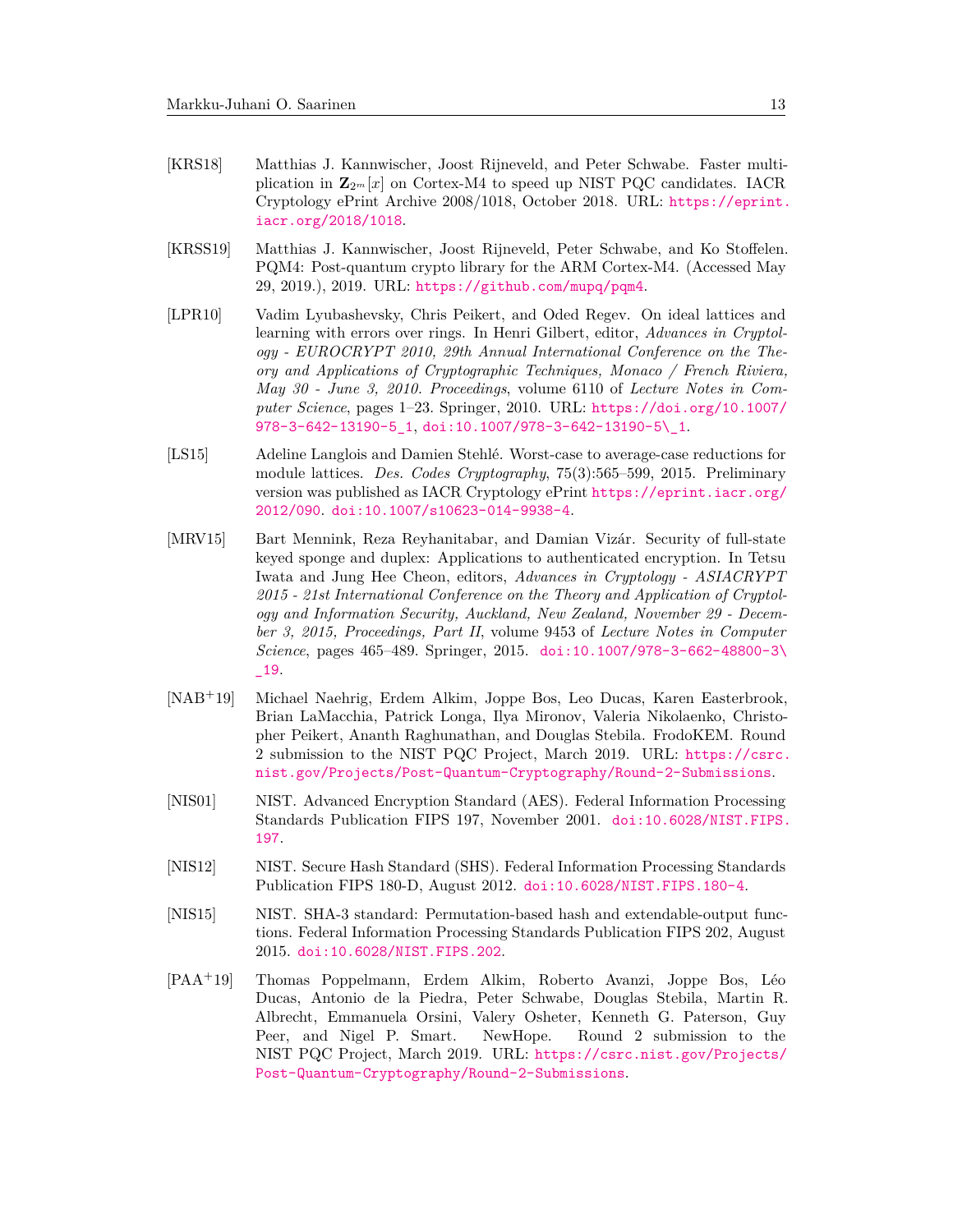[KRS18] Matthias J. Kannwischer, Joost Rijneveld, and Peter Schwabe. Faster multiplication in $\mathbf{Z}_{2^m}[x]$ on Cortex-M4 to speed up NIST PQC candidates. IACR Cryptology ePrint Archive 2008/1018, October 2018. URL: https://eprint.iacr.org/2018/1018.

[KRSS19] Matthias J. Kannwischer, Joost Rijneveld, Peter Schwabe, and Ko Stoffelen. PQM4: Post-quantum crypto library for the ARM Cortex-M4. (Accessed May 29, 2019.), 2019. URL: https://github.com/mupq/pqm4.

[LPR10] Vadim Lyubashevsky, Chris Peikert, and Oded Regev. On ideal lattices and learning with errors over rings. In Henri Gilbert, editor, *Advances in Cryptology - EUROCRYPT 2010, 29th Annual International Conference on the Theory and Applications of Cryptographic Techniques, Monaco / French Riviera, May 30 - June 3, 2010. Proceedings*, volume 6110 of *Lecture Notes in Computer Science*, pages 1–23. Springer, 2010. URL: https://doi.org/10.1007/978-3-642-13190-5_1, doi:10.1007/978-3-642-13190-5\_1.

[LS15] Adeline Langlois and Damien Stehlé. Worst-case to average-case reductions for module lattices. *Des. Codes Cryptography*, 75(3):565–599, 2015. Preliminary version was published as IACR Cryptology ePrint https://eprint.iacr.org/2012/090. doi:10.1007/s10623-014-9938-4.

[MRV15] Bart Mennink, Reza Reyhanitabar, and Damian Vizár. Security of full-state keyed sponge and duplex: Applications to authenticated encryption. In Tetsu Iwata and Jung Hee Cheon, editors, *Advances in Cryptology - ASIACRYPT 2015 - 21st International Conference on the Theory and Application of Cryptology and Information Security, Auckland, New Zealand, November 29 - December 3, 2015, Proceedings, Part II*, volume 9453 of *Lecture Notes in Computer Science*, pages 465–489. Springer, 2015. doi:10.1007/978-3-662-48800-3\_19.

[NAB+19] Michael Naehrig, Erdem Alkim, Joppe Bos, Leo Ducas, Karen Easterbrook, Brian LaMacchia, Patrick Longa, Ilya Mironov, Valeria Nikolaenko, Christopher Peikert, Ananth Raghunathan, and Douglas Stebila. FrodoKEM. Round 2 submission to the NIST PQC Project, March 2019. URL: https://csrc.nist.gov/Projects/Post-Quantum-Cryptography/Round-2-Submissions.

[NIS01] NIST. Advanced Encryption Standard (AES). Federal Information Processing Standards Publication FIPS 197, November 2001. doi:10.6028/NIST.FIPS.197.

[NIS12] NIST. Secure Hash Standard (SHS). Federal Information Processing Standards Publication FIPS 180-D, August 2012. doi:10.6028/NIST.FIPS.180-4.

[NIS15] NIST. SHA-3 standard: Permutation-based hash and extendable-output functions. Federal Information Processing Standards Publication FIPS 202, August 2015. doi:10.6028/NIST.FIPS.202.

[PAA+19] Thomas Poppelmann, Erdem Alkim, Roberto Avanzi, Joppe Bos, Léo Ducas, Antonio de la Piedra, Peter Schwabe, Douglas Stebila, Martin R. Albrecht, Emmanuela Orsini, Valery Osheter, Kenneth G. Paterson, Guy Peer, and Nigel P. Smart. NewHope. Round 2 submission to the NIST PQC Project, March 2019. URL: https://csrc.nist.gov/Projects/Post-Quantum-Cryptography/Round-2-Submissions.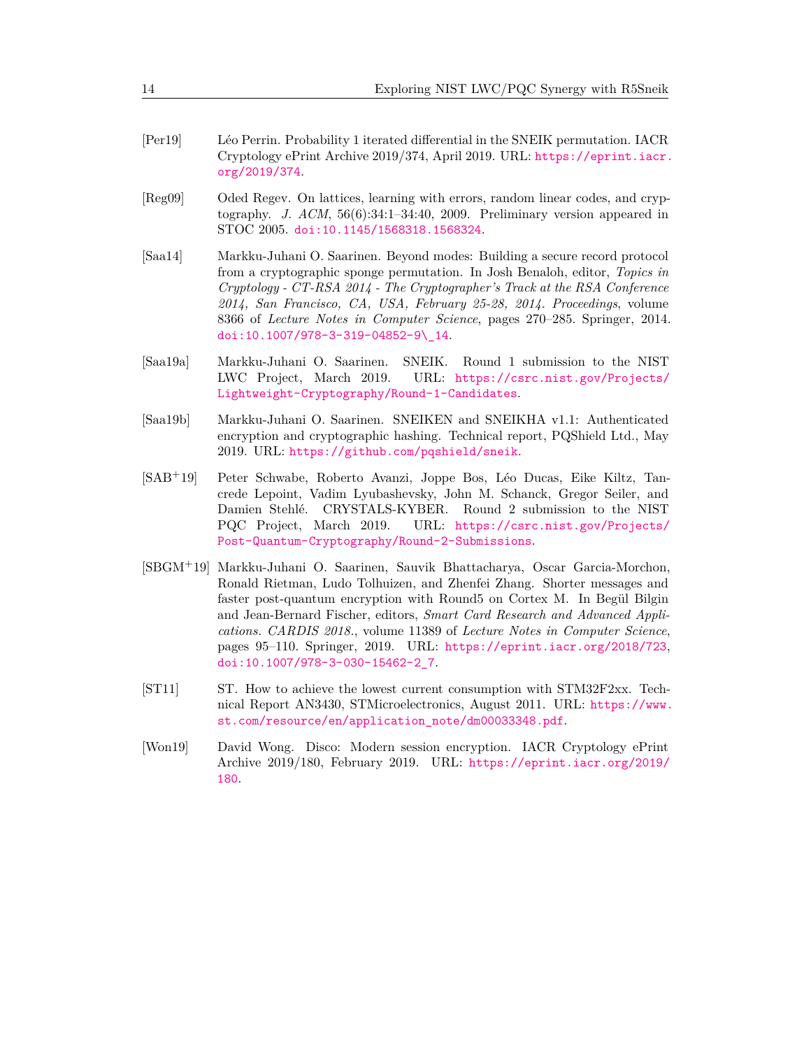[Per19] Léo Perrin. Probability 1 iterated differential in the SNEIK permutation. IACR Cryptology ePrint Archive 2019/374, April 2019. URL: https://eprint.iacr.org/2019/374.

[Reg09] Oded Regev. On lattices, learning with errors, random linear codes, and cryptography. *J. ACM*, 56(6):34:1–34:40, 2009. Preliminary version appeared in STOC 2005. doi:10.1145/1568318.1568324.

[Saa14] Markku-Juhani O. Saarinen. Beyond modes: Building a secure record protocol from a cryptographic sponge permutation. In Josh Benaloh, editor, *Topics in Cryptology - CT-RSA 2014 - The Cryptographer's Track at the RSA Conference 2014, San Francisco, CA, USA, February 25-28, 2014. Proceedings*, volume 8366 of *Lecture Notes in Computer Science*, pages 270–285. Springer, 2014. doi:10.1007/978-3-319-04852-9\_14.

[Saa19a] Markku-Juhani O. Saarinen. SNEIK. Round 1 submission to the NIST LWC Project, March 2019. URL: https://csrc.nist.gov/Projects/Lightweight-Cryptography/Round-1-Candidates.

[Saa19b] Markku-Juhani O. Saarinen. SNEIKEN and SNEIKHA v1.1: Authenticated encryption and cryptographic hashing. Technical report, PQShield Ltd., May 2019. URL: https://github.com/pqshield/sneik.

[SAB+19] Peter Schwabe, Roberto Avanzi, Joppe Bos, Léo Ducas, Eike Kiltz, Tancrede Lepoint, Vadim Lyubashevsky, John M. Schanck, Gregor Seiler, and Damien Stehlé. CRYSTALS-KYBER. Round 2 submission to the NIST PQC Project, March 2019. URL: https://csrc.nist.gov/Projects/Post-Quantum-Cryptography/Round-2-Submissions.

[SBGM+19] Markku-Juhani O. Saarinen, Sauvik Bhattacharya, Oscar Garcia-Morchon, Ronald Rietman, Ludo Tolhuizen, and Zhenfei Zhang. Shorter messages and faster post-quantum encryption with Round5 on Cortex M. In Begül Bilgin and Jean-Bernard Fischer, editors, *Smart Card Research and Advanced Applications. CARDIS 2018.*, volume 11389 of *Lecture Notes in Computer Science*, pages 95–110. Springer, 2019. URL: https://eprint.iacr.org/2018/723, doi:10.1007/978-3-030-15462-2_7.

[ST11] ST. How to achieve the lowest current consumption with STM32F2xx. Technical Report AN3430, STMicroelectronics, August 2011. URL: https://www.st.com/resource/en/application_note/dm00033348.pdf.

[Won19] David Wong. Disco: Modern session encryption. IACR Cryptology ePrint Archive 2019/180, February 2019. URL: https://eprint.iacr.org/2019/180.